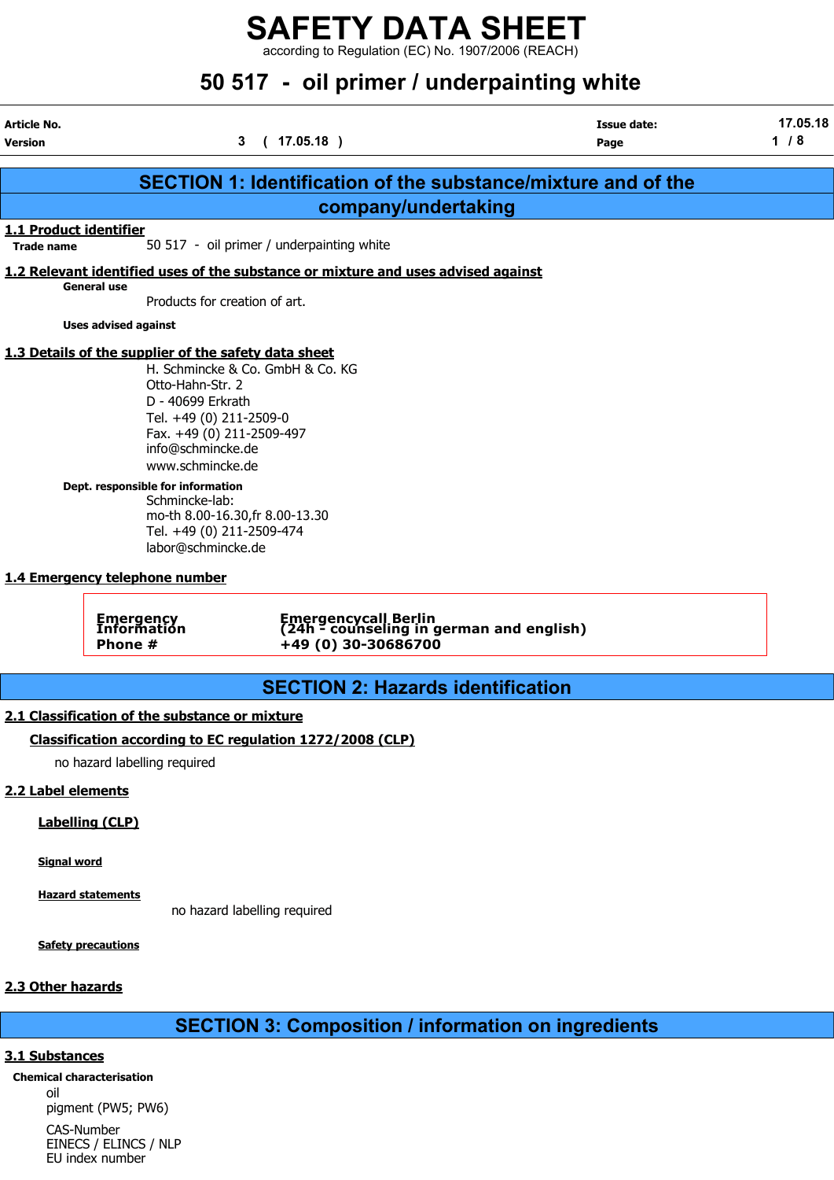# SAFETY DATA SHEET

according to Regulation (EC) No. 1907/2006 (REACH)

## 50 517 - oil primer / underpainting white

| Article No. | | Issue date: | 17.05.18 |
|---|---|---|---|
| Version | 3 ( 17.05.18 ) | | |

## SECTION 1: Identification of the substance/mixture and of the company/undertaking

### 1.1 Product identifier

**Trade name** 50 517 - oil primer / underpainting white

### 1.2 Relevant identified uses of the substance or mixture and uses advised against

**General use**

Products for creation of art.

**Uses advised against**

### 1.3 Details of the supplier of the safety data sheet

H. Schmincke & Co. GmbH & Co. KG
Otto-Hahn-Str. 2
D - 40699 Erkrath
Tel. +49 (0) 211-2509-0
Fax. +49 (0) 211-2509-497
info@schmincke.de
www.schmincke.de

**Dept. responsible for information**

Schmincke-lab:
mo-th 8.00-16.30,fr 8.00-13.30
Tel. +49 (0) 211-2509-474
labor@schmincke.de

### 1.4 Emergency telephone number

| | |
|---|---|
| **Emergency Information** | **Emergencycall Berlin (24h - counseling in german and english)** |
| **Phone #** | **+49 (0) 30-30686700** |

## SECTION 2: Hazards identification

### 2.1 Classification of the substance or mixture

**Classification according to EC regulation 1272/2008 (CLP)**

no hazard labelling required

### 2.2 Label elements

**Labelling (CLP)**

**Signal word**

**Hazard statements**

no hazard labelling required

**Safety precautions**

### 2.3 Other hazards

## SECTION 3: Composition / information on ingredients

### 3.1 Substances

**Chemical characterisation**

oil
pigment (PW5; PW6)

CAS-Number
EINECS / ELINCS / NLP
EU index number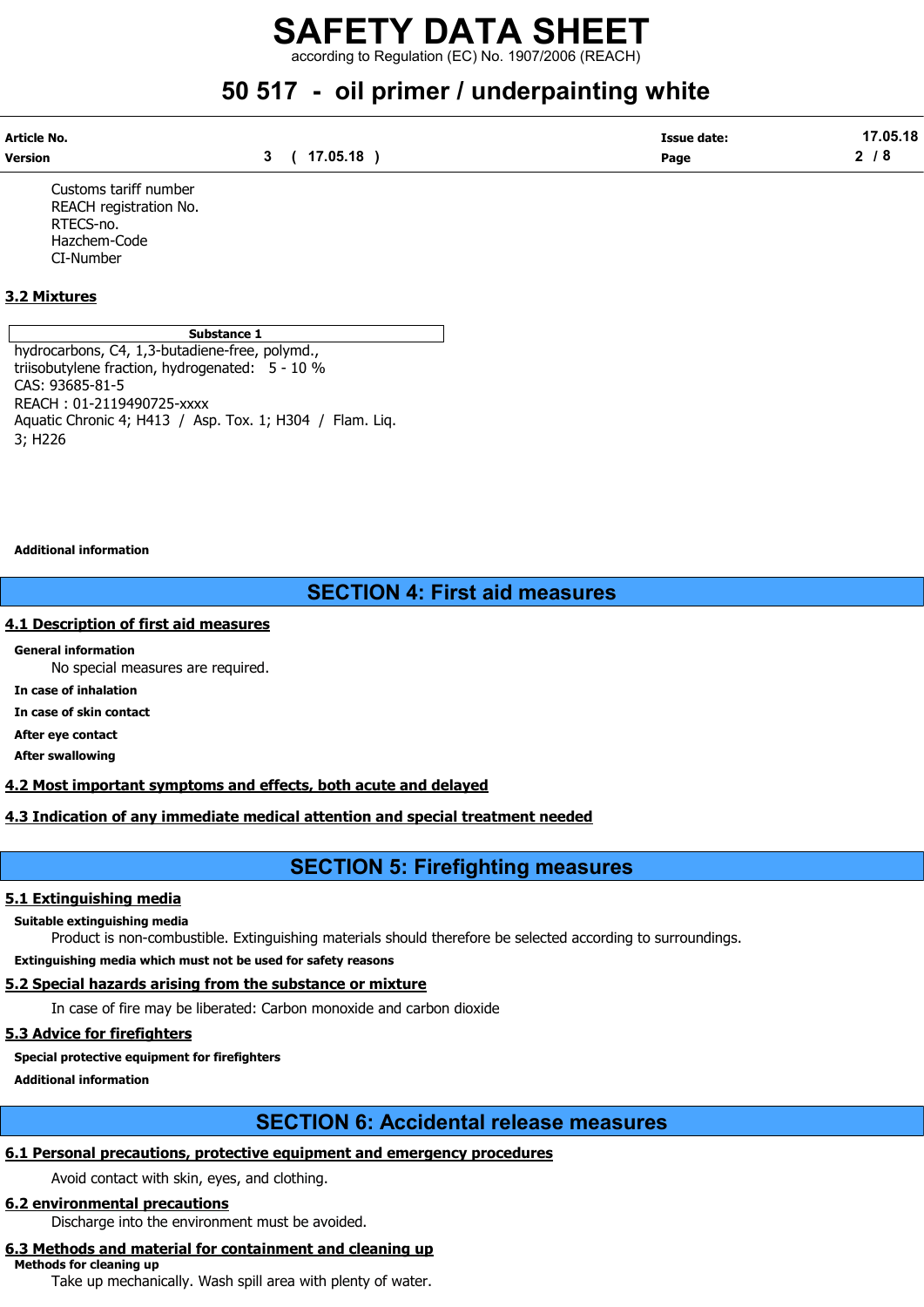Customs tariff number
REACH registration No.
RTECS-no.
Hazchem-Code
CI-Number

### 3.2 Mixtures

| Substance 1 |
|---|
| hydrocarbons, C4, 1,3-butadiene-free, polymd., triisobutylene fraction, hydrogenated: 5 - 10 %<br>CAS: 93685-81-5<br>REACH : 01-2119490725-xxxx<br>Aquatic Chronic 4; H413 / Asp. Tox. 1; H304 / Flam. Liq. 3; H226 |

**Additional information**

## SECTION 4: First aid measures

### 4.1 Description of first aid measures

**General information**

No special measures are required.

**In case of inhalation**

**In case of skin contact**

**After eye contact**

**After swallowing**

### 4.2 Most important symptoms and effects, both acute and delayed

### 4.3 Indication of any immediate medical attention and special treatment needed

## SECTION 5: Firefighting measures

### 5.1 Extinguishing media

**Suitable extinguishing media**

Product is non-combustible. Extinguishing materials should therefore be selected according to surroundings.

**Extinguishing media which must not be used for safety reasons**

### 5.2 Special hazards arising from the substance or mixture

In case of fire may be liberated: Carbon monoxide and carbon dioxide

### 5.3 Advice for firefighters

**Special protective equipment for firefighters**

**Additional information**

## SECTION 6: Accidental release measures

### 6.1 Personal precautions, protective equipment and emergency procedures

Avoid contact with skin, eyes, and clothing.

### 6.2 environmental precautions

Discharge into the environment must be avoided.

### 6.3 Methods and material for containment and cleaning up

**Methods for cleaning up**

Take up mechanically. Wash spill area with plenty of water.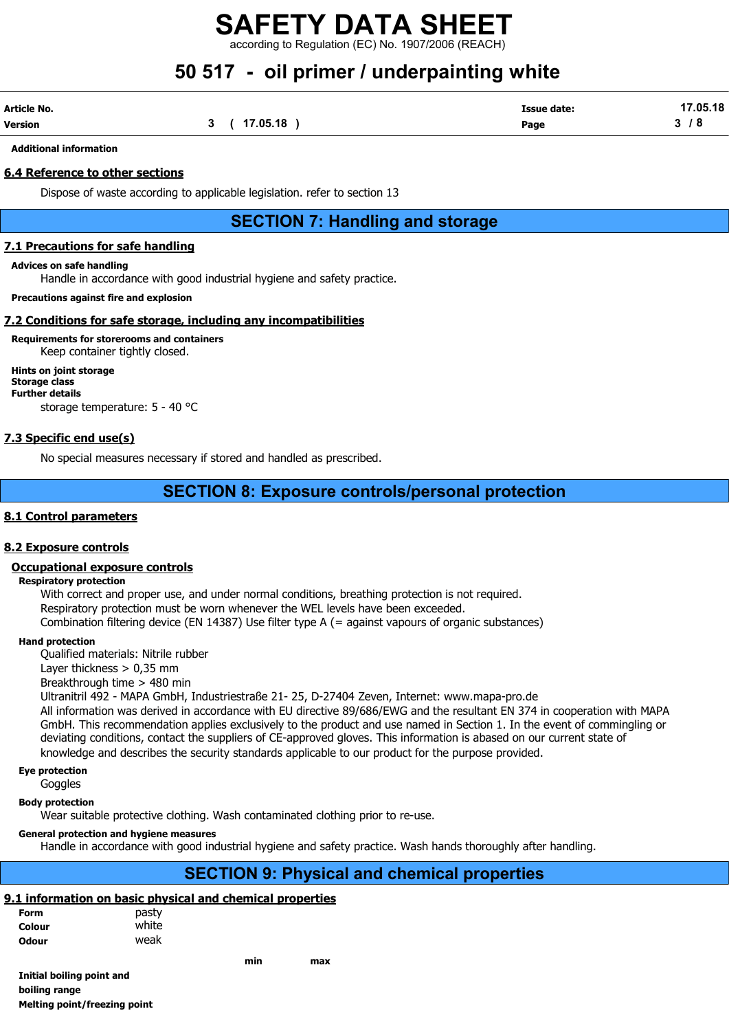**Additional information**

### 6.4 Reference to other sections

Dispose of waste according to applicable legislation. refer to section 13

## SECTION 7: Handling and storage

### 7.1 Precautions for safe handling

**Advices on safe handling**

Handle in accordance with good industrial hygiene and safety practice.

**Precautions against fire and explosion**

### 7.2 Conditions for safe storage, including any incompatibilities

**Requirements for storerooms and containers**

Keep container tightly closed.

**Hints on joint storage**

**Storage class**

**Further details**

storage temperature: 5 - 40 °C

### 7.3 Specific end use(s)

No special measures necessary if stored and handled as prescribed.

## SECTION 8: Exposure controls/personal protection

### 8.1 Control parameters

### 8.2 Exposure controls

**Occupational exposure controls**

**Respiratory protection**

With correct and proper use, and under normal conditions, breathing protection is not required.
Respiratory protection must be worn whenever the WEL levels have been exceeded.
Combination filtering device (EN 14387) Use filter type A (= against vapours of organic substances)

**Hand protection**

Qualified materials: Nitrile rubber
Layer thickness > 0,35 mm
Breakthrough time > 480 min
Ultranitril 492 - MAPA GmbH, Industriestraße 21- 25, D-27404 Zeven, Internet: www.mapa-pro.de
All information was derived in accordance with EU directive 89/686/EWG and the resultant EN 374 in cooperation with MAPA GmbH. This recommendation applies exclusively to the product and use named in Section 1. In the event of commingling or deviating conditions, contact the suppliers of CE-approved gloves. This information is abased on our current state of knowledge and describes the security standards applicable to our product for the purpose provided.

**Eye protection**

Goggles

**Body protection**

Wear suitable protective clothing. Wash contaminated clothing prior to re-use.

**General protection and hygiene measures**

Handle in accordance with good industrial hygiene and safety practice. Wash hands thoroughly after handling.

## SECTION 9: Physical and chemical properties

### 9.1 information on basic physical and chemical properties

| | | | |
|---|---|---|---|
| **Form** | pasty | | |
| **Colour** | white | | |
| **Odour** | weak | | |
| | | **min** | **max** |
| **Initial boiling point and boiling range** | | | |
| **Melting point/freezing point** | | | |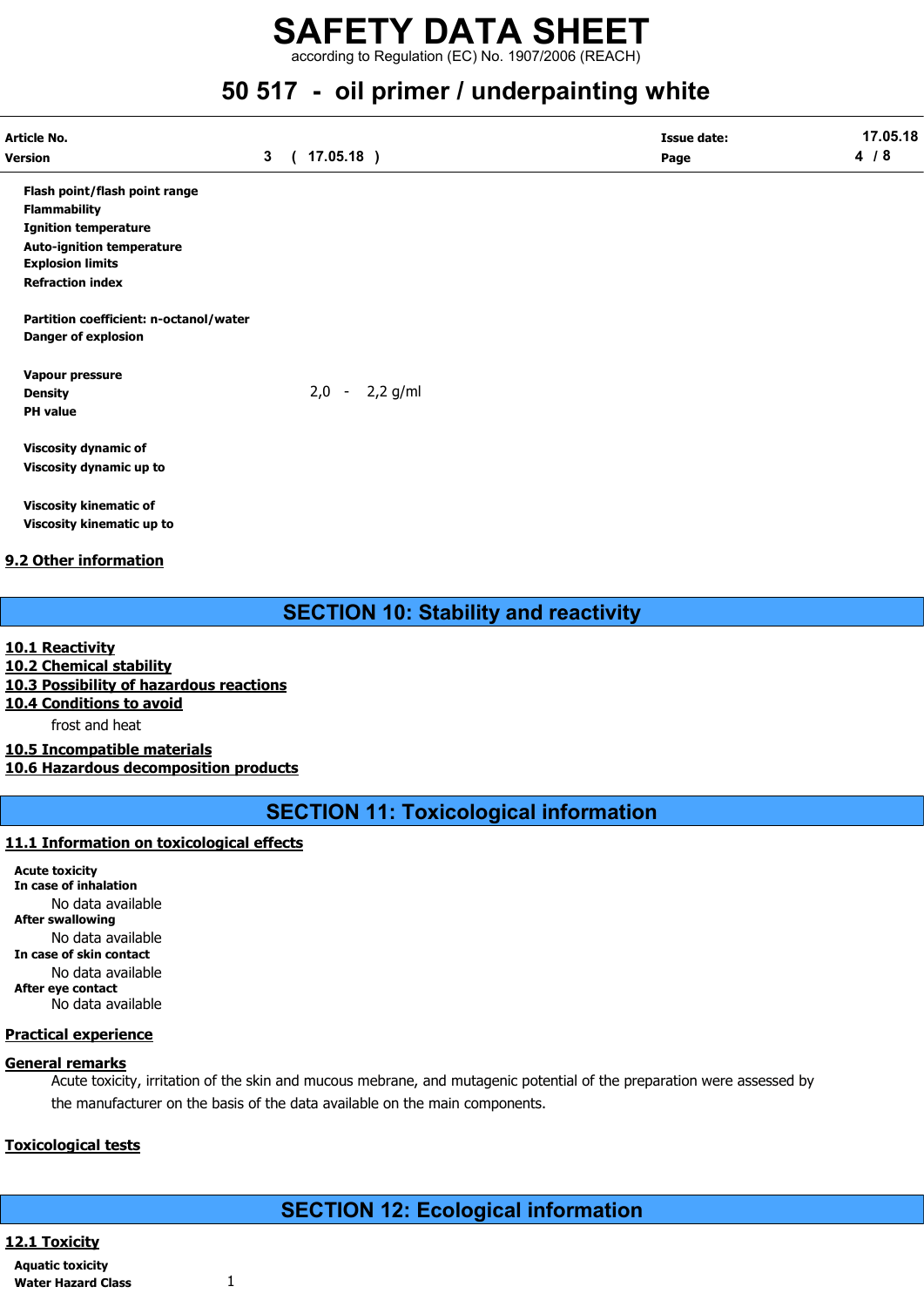| | |
|---|---|
| **Flash point/flash point range** | |
| **Flammability** | |
| **Ignition temperature** | |
| **Auto-ignition temperature** | |
| **Explosion limits** | |
| **Refraction index** | |
| **Partition coefficient: n-octanol/water** | |
| **Danger of explosion** | |
| **Vapour pressure** | |
| **Density** | 2,0 - 2,2 g/ml |
| **PH value** | |
| **Viscosity dynamic of** | |
| **Viscosity dynamic up to** | |
| **Viscosity kinematic of** | |
| **Viscosity kinematic up to** | |

### 9.2 Other information

## SECTION 10: Stability and reactivity

### 10.1 Reactivity

### 10.2 Chemical stability

### 10.3 Possibility of hazardous reactions

### 10.4 Conditions to avoid

frost and heat

### 10.5 Incompatible materials

### 10.6 Hazardous decomposition products

## SECTION 11: Toxicological information

### 11.1 Information on toxicological effects

**Acute toxicity**

**In case of inhalation**

No data available

**After swallowing**

No data available

**In case of skin contact**

No data available

**After eye contact**

No data available

### Practical experience

### General remarks

Acute toxicity, irritation of the skin and mucous mebrane, and mutagenic potential of the preparation were assessed by the manufacturer on the basis of the data available on the main components.

### Toxicological tests

## SECTION 12: Ecological information

### 12.1 Toxicity

**Aquatic toxicity**

**Water Hazard Class** 1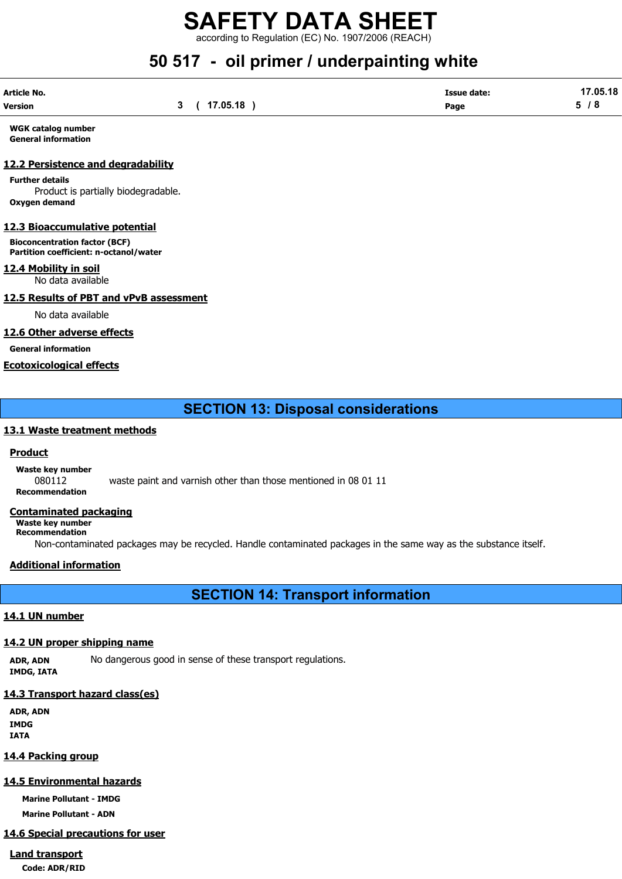**WGK catalog number**

**General information**

### 12.2 Persistence and degradability

**Further details**

Product is partially biodegradable.

**Oxygen demand**

### 12.3 Bioaccumulative potential

**Bioconcentration factor (BCF)**

**Partition coefficient: n-octanol/water**

### 12.4 Mobility in soil

No data available

### 12.5 Results of PBT and vPvB assessment

No data available

### 12.6 Other adverse effects

**General information**

### Ecotoxicological effects

## SECTION 13: Disposal considerations

### 13.1 Waste treatment methods

#### Product

**Waste key number**

080112 waste paint and varnish other than those mentioned in 08 01 11

**Recommendation**

#### Contaminated packaging

**Waste key number**

**Recommendation**

Non-contaminated packages may be recycled. Handle contaminated packages in the same way as the substance itself.

#### Additional information

## SECTION 14: Transport information

### 14.1 UN number

### 14.2 UN proper shipping name

**ADR, ADN** No dangerous good in sense of these transport regulations.

**IMDG, IATA**

### 14.3 Transport hazard class(es)

**ADR, ADN**

**IMDG**

**IATA**

### 14.4 Packing group

### 14.5 Environmental hazards

**Marine Pollutant - IMDG**

**Marine Pollutant - ADN**

### 14.6 Special precautions for user

#### Land transport

**Code: ADR/RID**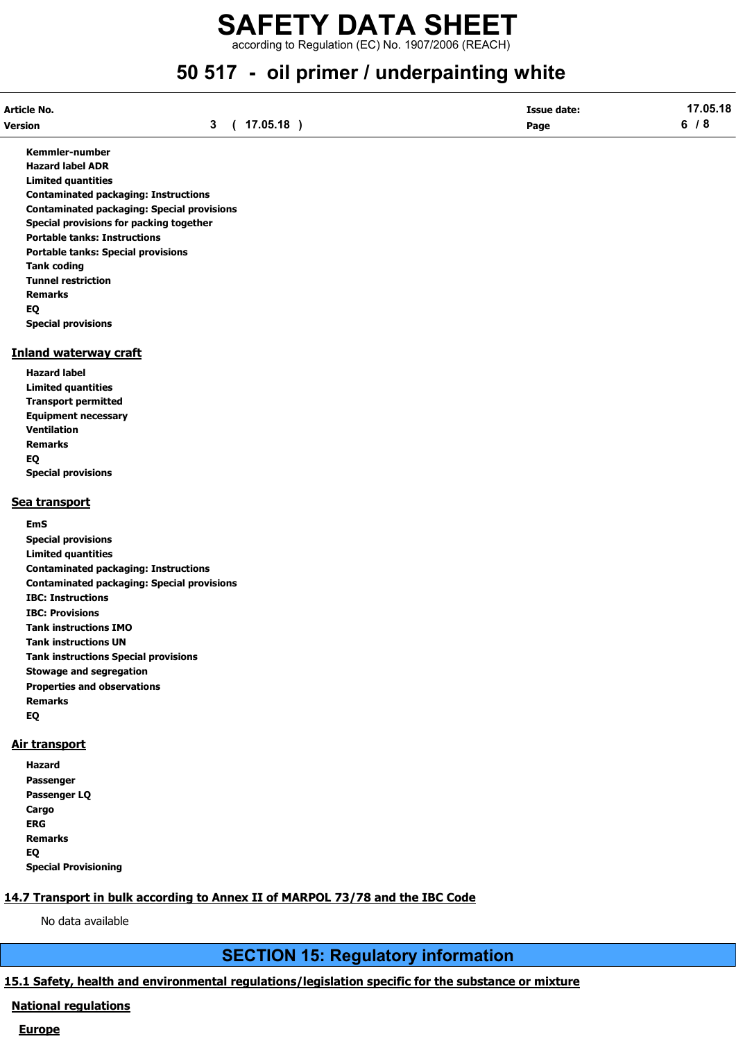**Kemmler-number**

**Hazard label ADR**

**Limited quantities**

**Contaminated packaging: Instructions**

**Contaminated packaging: Special provisions**

**Special provisions for packing together**

**Portable tanks: Instructions**

**Portable tanks: Special provisions**

**Tank coding**

**Tunnel restriction**

**Remarks**

**EQ**

**Special provisions**

## Inland waterway craft

**Hazard label**

**Limited quantities**

**Transport permitted**

**Equipment necessary**

**Ventilation**

**Remarks**

**EQ**

**Special provisions**

## Sea transport

**EmS**

**Special provisions**

**Limited quantities**

**Contaminated packaging: Instructions**

**Contaminated packaging: Special provisions**

**IBC: Instructions**

**IBC: Provisions**

**Tank instructions IMO**

**Tank instructions UN**

**Tank instructions Special provisions**

**Stowage and segregation**

**Properties and observations**

**Remarks**

**EQ**

## Air transport

**Hazard**

**Passenger**

**Passenger LQ**

**Cargo**

**ERG**

**Remarks**

**EQ**

**Special Provisioning**

## 14.7 Transport in bulk according to Annex II of MARPOL 73/78 and the IBC Code

No data available

# SECTION 15: Regulatory information

## 15.1 Safety, health and environmental regulations/legislation specific for the substance or mixture

### National regulations

#### Europe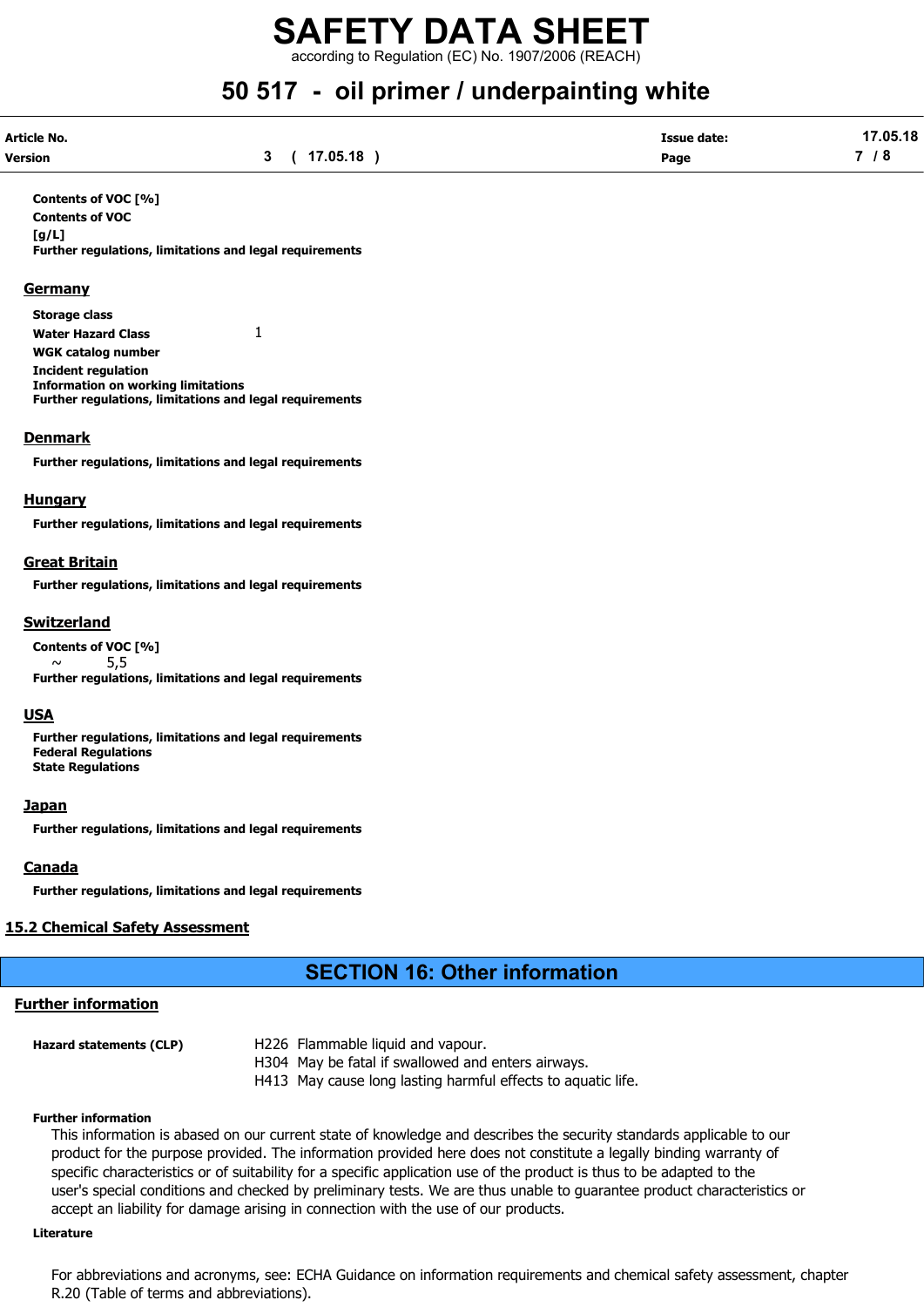**Contents of VOC [%]**

**Contents of VOC [g/L]**

**Further regulations, limitations and legal requirements**

## Germany

**Storage class**

**Water Hazard Class** 1

**WGK catalog number**

**Incident regulation**

**Information on working limitations**

**Further regulations, limitations and legal requirements**

## Denmark

**Further regulations, limitations and legal requirements**

## Hungary

**Further regulations, limitations and legal requirements**

## Great Britain

**Further regulations, limitations and legal requirements**

## Switzerland

**Contents of VOC [%]**

~ 5,5

**Further regulations, limitations and legal requirements**

## USA

**Further regulations, limitations and legal requirements**

**Federal Regulations**

**State Regulations**

## Japan

**Further regulations, limitations and legal requirements**

## Canada

**Further regulations, limitations and legal requirements**

## 15.2 Chemical Safety Assessment

# SECTION 16: Other information

## Further information

**Hazard statements (CLP)**

H226 Flammable liquid and vapour.
H304 May be fatal if swallowed and enters airways.
H413 May cause long lasting harmful effects to aquatic life.

**Further information**

This information is abased on our current state of knowledge and describes the security standards applicable to our product for the purpose provided. The information provided here does not constitute a legally binding warranty of specific characteristics or of suitability for a specific application use of the product is thus to be adapted to the user's special conditions and checked by preliminary tests. We are thus unable to guarantee product characteristics or accept an liability for damage arising in connection with the use of our products.

**Literature**

For abbreviations and acronyms, see: ECHA Guidance on information requirements and chemical safety assessment, chapter R.20 (Table of terms and abbreviations).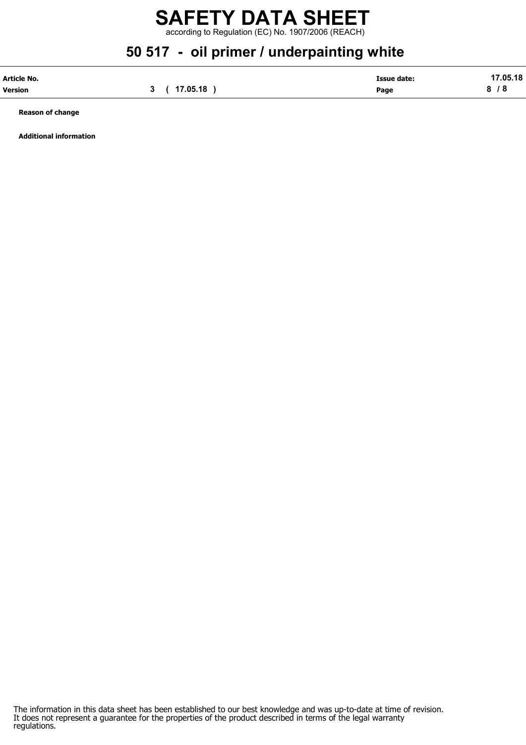**Reason of change**

**Additional information**

The information in this data sheet has been established to our best knowledge and was up-to-date at time of revision. It does not represent a guarantee for the properties of the product described in terms of the legal warranty regulations.